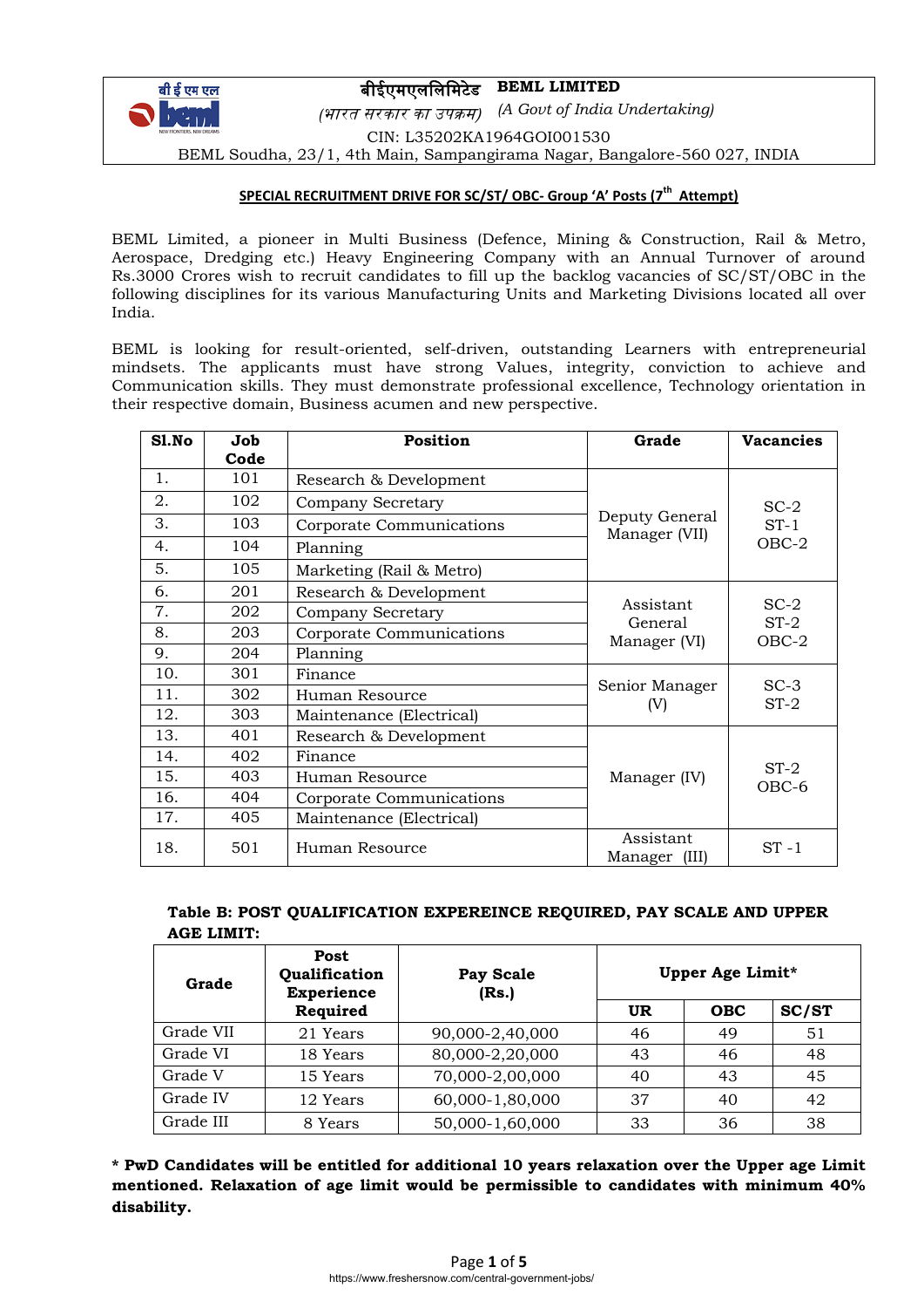बीईएमएललिमिटेड **BEML LIMITED**

(भारत सरकार का उपक्रम) *(A Govt of India Undertaking)*

CIN: L35202KA1964GOI001530

BEML Soudha, 23/1, 4th Main, Sampangirama Nagar, Bangalore-560 027, INDIA

## SPECIAL RECRUITMENT DRIVE FOR SC/ST/ OBC- Group 'A' Posts (7th Attempt)

BEML Limited, a pioneer in Multi Business (Defence, Mining & Construction, Rail & Metro, Aerospace, Dredging etc.) Heavy Engineering Company with an Annual Turnover of around Rs.3000 Crores wish to recruit candidates to fill up the backlog vacancies of SC/ST/OBC in the following disciplines for its various Manufacturing Units and Marketing Divisions located all over India.

BEML is looking for result-oriented, self-driven, outstanding Learners with entrepreneurial mindsets. The applicants must have strong Values, integrity, conviction to achieve and Communication skills. They must demonstrate professional excellence, Technology orientation in their respective domain, Business acumen and new perspective.

| Sl.No | Job Code | Position | Grade | Vacancies |
|---|---|---|---|---|
| 1. | 101 | Research & Development | Deputy General Manager (VII) | SC-2 ST-1 OBC-2 |
| 2. | 102 | Company Secretary | | |
| 3. | 103 | Corporate Communications | | |
| 4. | 104 | Planning | | |
| 5. | 105 | Marketing (Rail & Metro) | | |
| 6. | 201 | Research & Development | Assistant General Manager (VI) | SC-2 ST-2 OBC-2 |
| 7. | 202 | Company Secretary | | |
| 8. | 203 | Corporate Communications | | |
| 9. | 204 | Planning | | |
| 10. | 301 | Finance | Senior Manager (V) | SC-3 ST-2 |
| 11. | 302 | Human Resource | | |
| 12. | 303 | Maintenance (Electrical) | | |
| 13. | 401 | Research & Development | Manager (IV) | ST-2 OBC-6 |
| 14. | 402 | Finance | | |
| 15. | 403 | Human Resource | | |
| 16. | 404 | Corporate Communications | | |
| 17. | 405 | Maintenance (Electrical) | | |
| 18. | 501 | Human Resource | Assistant Manager (III) | ST -1 |

**Table B: POST QUALIFICATION EXPEREINCE REQUIRED, PAY SCALE AND UPPER AGE LIMIT:**

| Grade | Post Qualification Experience Required | Pay Scale (Rs.) | Upper Age Limit* | | |
|---|---|---|---|---|---|
| | | | UR | OBC | SC/ST |
| Grade VII | 21 Years | 90,000-2,40,000 | 46 | 49 | 51 |
| Grade VI | 18 Years | 80,000-2,20,000 | 43 | 46 | 48 |
| Grade V | 15 Years | 70,000-2,00,000 | 40 | 43 | 45 |
| Grade IV | 12 Years | 60,000-1,80,000 | 37 | 40 | 42 |
| Grade III | 8 Years | 50,000-1,60,000 | 33 | 36 | 38 |

**\* PwD Candidates will be entitled for additional 10 years relaxation over the Upper age Limit mentioned. Relaxation of age limit would be permissible to candidates with minimum 40% disability.**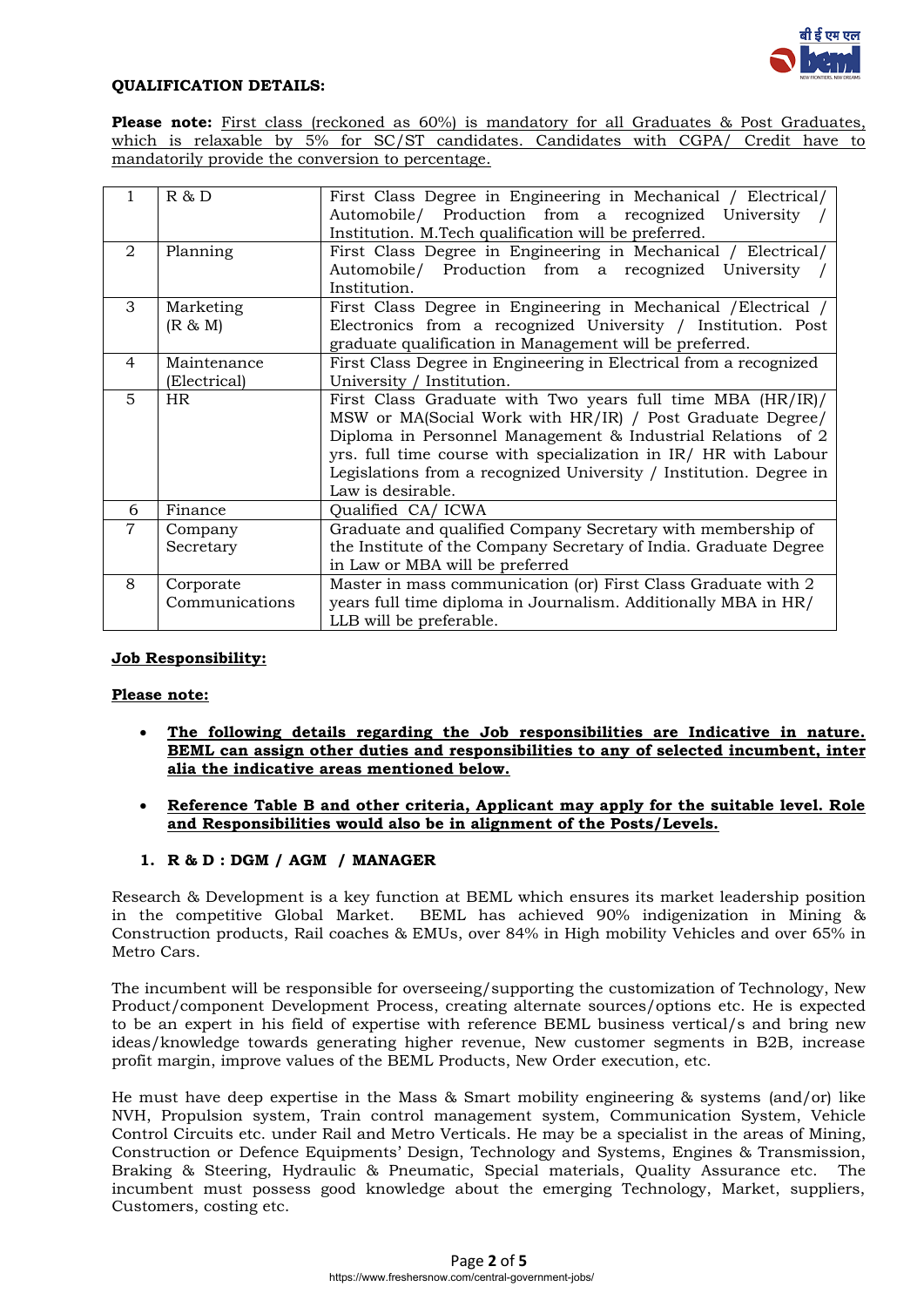**QUALIFICATION DETAILS:**

**Please note:** First class (reckoned as 60%) is mandatory for all Graduates & Post Graduates, which is relaxable by 5% for SC/ST candidates. Candidates with CGPA/ Credit have to mandatorily provide the conversion to percentage.

| | | |
|---|---|---|
| 1 | R & D | First Class Degree in Engineering in Mechanical / Electrical/ Automobile/ Production from a recognized University / Institution. M.Tech qualification will be preferred. |
| 2 | Planning | First Class Degree in Engineering in Mechanical / Electrical/ Automobile/ Production from a recognized University / Institution. |
| 3 | Marketing (R & M) | First Class Degree in Engineering in Mechanical /Electrical / Electronics from a recognized University / Institution. Post graduate qualification in Management will be preferred. |
| 4 | Maintenance (Electrical) | First Class Degree in Engineering in Electrical from a recognized University / Institution. |
| 5 | HR | First Class Graduate with Two years full time MBA (HR/IR)/ MSW or MA(Social Work with HR/IR) / Post Graduate Degree/ Diploma in Personnel Management & Industrial Relations of 2 yrs. full time course with specialization in IR/ HR with Labour Legislations from a recognized University / Institution. Degree in Law is desirable. |
| 6 | Finance | Qualified CA/ ICWA |
| 7 | Company Secretary | Graduate and qualified Company Secretary with membership of the Institute of the Company Secretary of India. Graduate Degree in Law or MBA will be preferred |
| 8 | Corporate Communications | Master in mass communication (or) First Class Graduate with 2 years full time diploma in Journalism. Additionally MBA in HR/ LLB will be preferable. |

**Job Responsibility:**

**Please note:**

- **The following details regarding the Job responsibilities are Indicative in nature. BEML can assign other duties and responsibilities to any of selected incumbent, inter alia the indicative areas mentioned below.**
- **Reference Table B and other criteria, Applicant may apply for the suitable level. Role and Responsibilities would also be in alignment of the Posts/Levels.**

**1. R & D : DGM / AGM / MANAGER**

Research & Development is a key function at BEML which ensures its market leadership position in the competitive Global Market. BEML has achieved 90% indigenization in Mining & Construction products, Rail coaches & EMUs, over 84% in High mobility Vehicles and over 65% in Metro Cars.

The incumbent will be responsible for overseeing/supporting the customization of Technology, New Product/component Development Process, creating alternate sources/options etc. He is expected to be an expert in his field of expertise with reference BEML business vertical/s and bring new ideas/knowledge towards generating higher revenue, New customer segments in B2B, increase profit margin, improve values of the BEML Products, New Order execution, etc.

He must have deep expertise in the Mass & Smart mobility engineering & systems (and/or) like NVH, Propulsion system, Train control management system, Communication System, Vehicle Control Circuits etc. under Rail and Metro Verticals. He may be a specialist in the areas of Mining, Construction or Defence Equipments' Design, Technology and Systems, Engines & Transmission, Braking & Steering, Hydraulic & Pneumatic, Special materials, Quality Assurance etc. The incumbent must possess good knowledge about the emerging Technology, Market, suppliers, Customers, costing etc.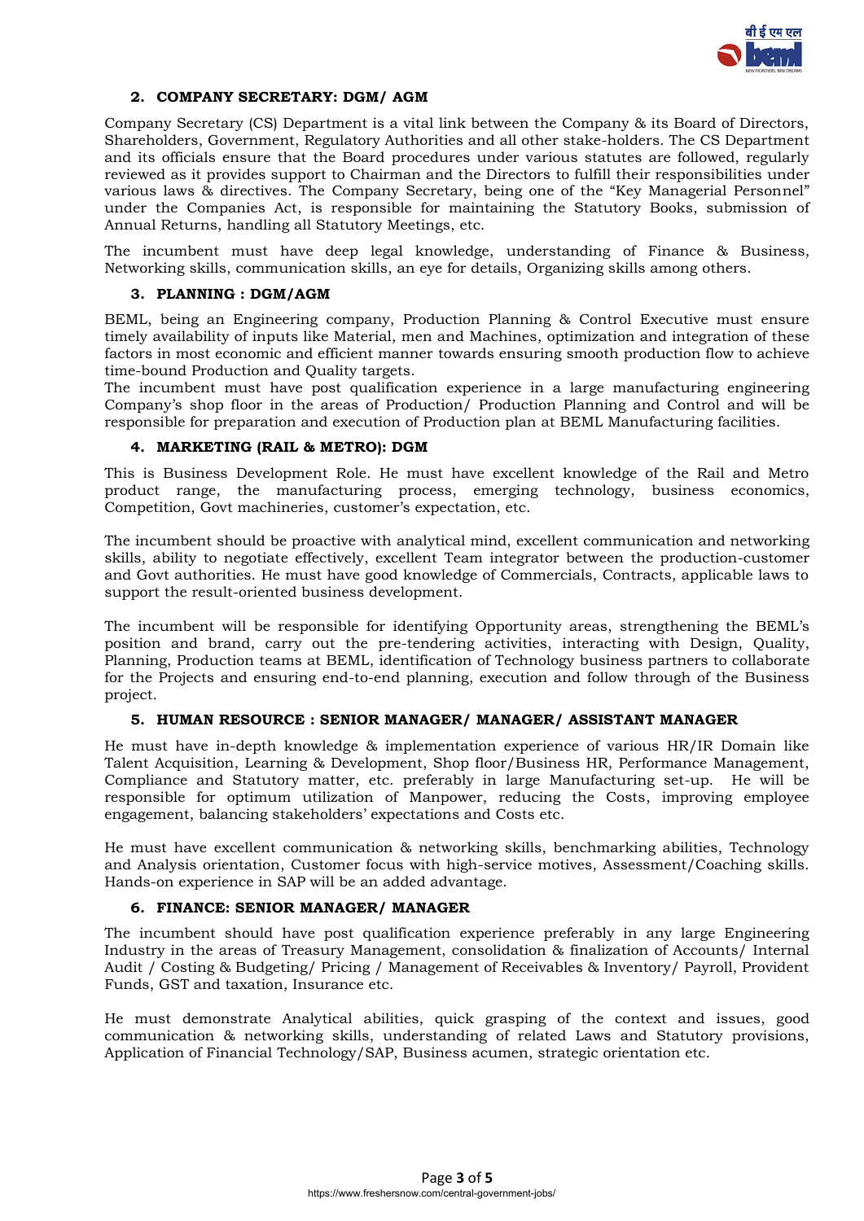### 2. COMPANY SECRETARY: DGM/ AGM

Company Secretary (CS) Department is a vital link between the Company & its Board of Directors, Shareholders, Government, Regulatory Authorities and all other stake-holders. The CS Department and its officials ensure that the Board procedures under various statutes are followed, regularly reviewed as it provides support to Chairman and the Directors to fulfill their responsibilities under various laws & directives. The Company Secretary, being one of the "Key Managerial Personnel" under the Companies Act, is responsible for maintaining the Statutory Books, submission of Annual Returns, handling all Statutory Meetings, etc.

The incumbent must have deep legal knowledge, understanding of Finance & Business, Networking skills, communication skills, an eye for details, Organizing skills among others.

### 3. PLANNING : DGM/AGM

BEML, being an Engineering company, Production Planning & Control Executive must ensure timely availability of inputs like Material, men and Machines, optimization and integration of these factors in most economic and efficient manner towards ensuring smooth production flow to achieve time-bound Production and Quality targets.
The incumbent must have post qualification experience in a large manufacturing engineering Company's shop floor in the areas of Production/ Production Planning and Control and will be responsible for preparation and execution of Production plan at BEML Manufacturing facilities.

### 4. MARKETING (RAIL & METRO): DGM

This is Business Development Role. He must have excellent knowledge of the Rail and Metro product range, the manufacturing process, emerging technology, business economics, Competition, Govt machineries, customer's expectation, etc.

The incumbent should be proactive with analytical mind, excellent communication and networking skills, ability to negotiate effectively, excellent Team integrator between the production-customer and Govt authorities. He must have good knowledge of Commercials, Contracts, applicable laws to support the result-oriented business development.

The incumbent will be responsible for identifying Opportunity areas, strengthening the BEML's position and brand, carry out the pre-tendering activities, interacting with Design, Quality, Planning, Production teams at BEML, identification of Technology business partners to collaborate for the Projects and ensuring end-to-end planning, execution and follow through of the Business project.

### 5. HUMAN RESOURCE : SENIOR MANAGER/ MANAGER/ ASSISTANT MANAGER

He must have in-depth knowledge & implementation experience of various HR/IR Domain like Talent Acquisition, Learning & Development, Shop floor/Business HR, Performance Management, Compliance and Statutory matter, etc. preferably in large Manufacturing set-up. He will be responsible for optimum utilization of Manpower, reducing the Costs, improving employee engagement, balancing stakeholders' expectations and Costs etc.

He must have excellent communication & networking skills, benchmarking abilities, Technology and Analysis orientation, Customer focus with high-service motives, Assessment/Coaching skills. Hands-on experience in SAP will be an added advantage.

### 6. FINANCE: SENIOR MANAGER/ MANAGER

The incumbent should have post qualification experience preferably in any large Engineering Industry in the areas of Treasury Management, consolidation & finalization of Accounts/ Internal Audit / Costing & Budgeting/ Pricing / Management of Receivables & Inventory/ Payroll, Provident Funds, GST and taxation, Insurance etc.

He must demonstrate Analytical abilities, quick grasping of the context and issues, good communication & networking skills, understanding of related Laws and Statutory provisions, Application of Financial Technology/SAP, Business acumen, strategic orientation etc.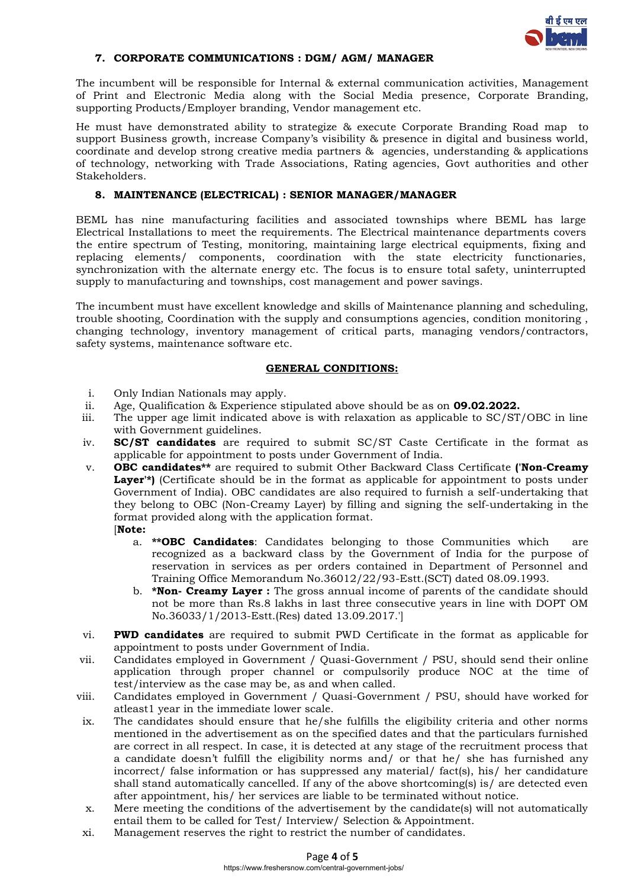### 7. CORPORATE COMMUNICATIONS : DGM/ AGM/ MANAGER

The incumbent will be responsible for Internal & external communication activities, Management of Print and Electronic Media along with the Social Media presence, Corporate Branding, supporting Products/Employer branding, Vendor management etc.

He must have demonstrated ability to strategize & execute Corporate Branding Road map to support Business growth, increase Company's visibility & presence in digital and business world, coordinate and develop strong creative media partners & agencies, understanding & applications of technology, networking with Trade Associations, Rating agencies, Govt authorities and other Stakeholders.

### 8. MAINTENANCE (ELECTRICAL) : SENIOR MANAGER/MANAGER

BEML has nine manufacturing facilities and associated townships where BEML has large Electrical Installations to meet the requirements. The Electrical maintenance departments covers the entire spectrum of Testing, monitoring, maintaining large electrical equipments, fixing and replacing elements/ components, coordination with the state electricity functionaries, synchronization with the alternate energy etc. The focus is to ensure total safety, uninterrupted supply to manufacturing and townships, cost management and power savings.

The incumbent must have excellent knowledge and skills of Maintenance planning and scheduling, trouble shooting, Coordination with the supply and consumptions agencies, condition monitoring , changing technology, inventory management of critical parts, managing vendors/contractors, safety systems, maintenance software etc.

## GENERAL CONDITIONS:

i. Only Indian Nationals may apply.

ii. Age, Qualification & Experience stipulated above should be as on **09.02.2022.**

iii. The upper age limit indicated above is with relaxation as applicable to SC/ST/OBC in line with Government guidelines.

iv. **SC/ST candidates** are required to submit SC/ST Caste Certificate in the format as applicable for appointment to posts under Government of India.

v. **OBC candidates**** are required to submit Other Backward Class Certificate **('Non-Creamy Layer'*)** (Certificate should be in the format as applicable for appointment to posts under Government of India). OBC candidates are also required to furnish a self-undertaking that they belong to OBC (Non-Creamy Layer) by filling and signing the self-undertaking in the format provided along with the application format.

[**Note:**

a. ****OBC Candidates**: Candidates belonging to those Communities which are recognized as a backward class by the Government of India for the purpose of reservation in services as per orders contained in Department of Personnel and Training Office Memorandum No.36012/22/93-Estt.(SCT) dated 08.09.1993.

b. ***Non- Creamy Layer :** The gross annual income of parents of the candidate should not be more than Rs.8 lakhs in last three consecutive years in line with DOPT OM No.36033/1/2013-Estt.(Res) dated 13.09.2017.']

vi. **PWD candidates** are required to submit PWD Certificate in the format as applicable for appointment to posts under Government of India.

vii. Candidates employed in Government / Quasi-Government / PSU, should send their online application through proper channel or compulsorily produce NOC at the time of test/interview as the case may be, as and when called.

viii. Candidates employed in Government / Quasi-Government / PSU, should have worked for atleast1 year in the immediate lower scale.

ix. The candidates should ensure that he/she fulfills the eligibility criteria and other norms mentioned in the advertisement as on the specified dates and that the particulars furnished are correct in all respect. In case, it is detected at any stage of the recruitment process that a candidate doesn't fulfill the eligibility norms and/ or that he/ she has furnished any incorrect/ false information or has suppressed any material/ fact(s), his/ her candidature shall stand automatically cancelled. If any of the above shortcoming(s) is/ are detected even after appointment, his/ her services are liable to be terminated without notice.

x. Mere meeting the conditions of the advertisement by the candidate(s) will not automatically entail them to be called for Test/ Interview/ Selection & Appointment.

xi. Management reserves the right to restrict the number of candidates.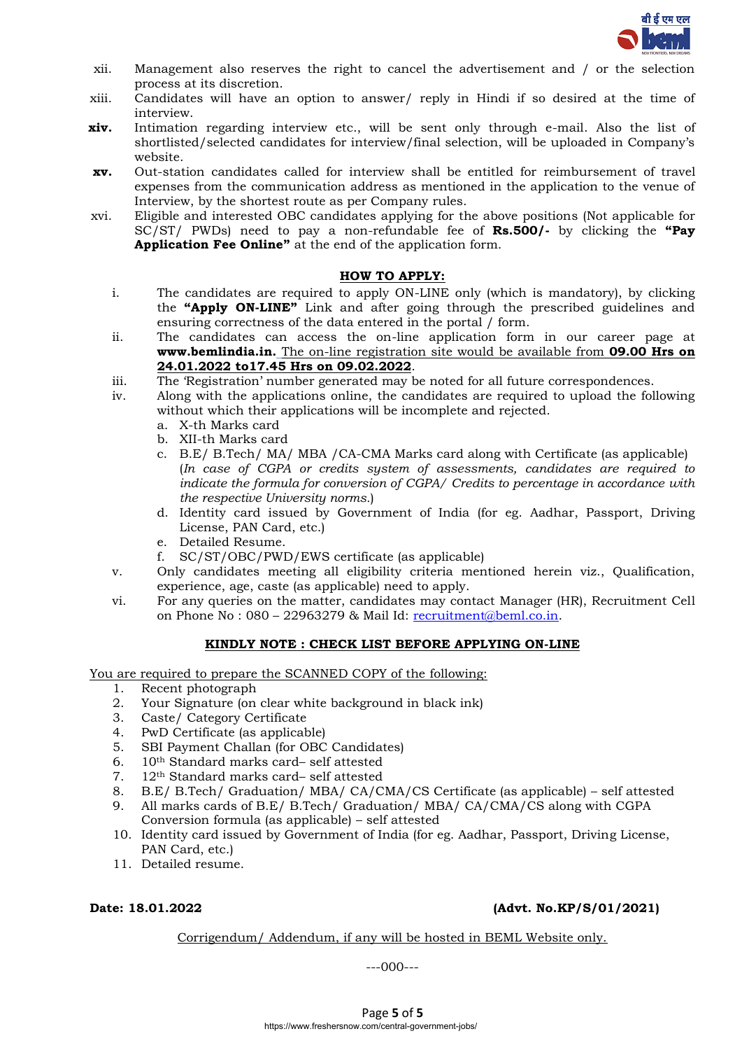xii. Management also reserves the right to cancel the advertisement and / or the selection process at its discretion.

xiii. Candidates will have an option to answer/ reply in Hindi if so desired at the time of interview.

**xiv.** Intimation regarding interview etc., will be sent only through e-mail. Also the list of shortlisted/selected candidates for interview/final selection, will be uploaded in Company's website.

**xv.** Out-station candidates called for interview shall be entitled for reimbursement of travel expenses from the communication address as mentioned in the application to the venue of Interview, by the shortest route as per Company rules.

xvi. Eligible and interested OBC candidates applying for the above positions (Not applicable for SC/ST/ PWDs) need to pay a non-refundable fee of **Rs.500/-** by clicking the **"Pay Application Fee Online"** at the end of the application form.

## HOW TO APPLY:

i. The candidates are required to apply ON-LINE only (which is mandatory), by clicking the **"Apply ON-LINE"** Link and after going through the prescribed guidelines and ensuring correctness of the data entered in the portal / form.

ii. The candidates can access the on-line application form in our career page at **www.bemlindia.in.** The on-line registration site would be available from **09.00 Hrs on 24.01.2022 to17.45 Hrs on 09.02.2022**.

iii. The 'Registration' number generated may be noted for all future correspondences.

iv. Along with the applications online, the candidates are required to upload the following without which their applications will be incomplete and rejected.

   a. X-th Marks card
   b. XII-th Marks card
   c. B.E/ B.Tech/ MA/ MBA /CA-CMA Marks card along with Certificate (as applicable) (*In case of CGPA or credits system of assessments, candidates are required to indicate the formula for conversion of CGPA/ Credits to percentage in accordance with the respective University norms.*)
   d. Identity card issued by Government of India (for eg. Aadhar, Passport, Driving License, PAN Card, etc.)
   e. Detailed Resume.
   f. SC/ST/OBC/PWD/EWS certificate (as applicable)

v. Only candidates meeting all eligibility criteria mentioned herein viz., Qualification, experience, age, caste (as applicable) need to apply.

vi. For any queries on the matter, candidates may contact Manager (HR), Recruitment Cell on Phone No : 080 – 22963279 & Mail Id: recruitment@beml.co.in.

## KINDLY NOTE : CHECK LIST BEFORE APPLYING ON-LINE

You are required to prepare the SCANNED COPY of the following:

1. Recent photograph
2. Your Signature (on clear white background in black ink)
3. Caste/ Category Certificate
4. PwD Certificate (as applicable)
5. SBI Payment Challan (for OBC Candidates)
6. 10th Standard marks card– self attested
7. 12th Standard marks card– self attested
8. B.E/ B.Tech/ Graduation/ MBA/ CA/CMA/CS Certificate (as applicable) – self attested
9. All marks cards of B.E/ B.Tech/ Graduation/ MBA/ CA/CMA/CS along with CGPA Conversion formula (as applicable) – self attested
10. Identity card issued by Government of India (for eg. Aadhar, Passport, Driving License, PAN Card, etc.)
11. Detailed resume.

**Date: 18.01.2022** **(Advt. No.KP/S/01/2021)**

Corrigendum/ Addendum, if any will be hosted in BEML Website only.

---000---